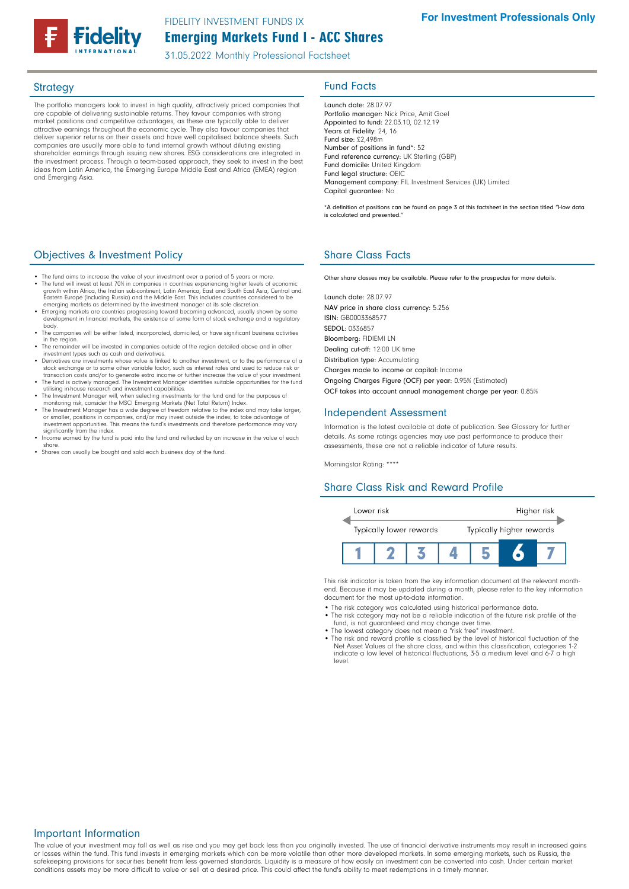FIDELITY INVESTMENT FUNDS IX

# Emerging Markets Fund I - ACC Shares

31.05.2022 Monthly Professional Factsheet

**For Investment Professionals Only**

## Strategy

The portfolio managers look to invest in high quality, attractively priced companies that are capable of delivering sustainable returns. They favour companies with strong market positions and competitive advantages, as these are typically able to deliver attractive earnings throughout the economic cycle. They also favour companies that deliver superior returns on their assets and have well capitalised balance sheets. Such companies are usually more able to fund internal growth without diluting existing shareholder earnings through issuing new shares. ESG considerations are integrated in the investment process. Through a team-based approach, they seek to invest in the best ideas from Latin America, the Emerging Europe Middle East and Africa (EMEA) region and Emerging Asia.

## Objectives & Investment Policy

- The fund aims to increase the value of your investment over a period of 5 years or more.
- The fund will invest at least 70% in companies in countries experiencing higher levels of economic growth within Africa, the Indian sub-continent, Latin America, East and South East Asia, Central and Eastern Europe (including Russia) and the Middle East. This includes countries considered to be emerging markets as determined by the investment manager at its sole discretion.
- Emerging markets are countries progressing toward becoming advanced, usually shown by some development in financial markets, the existence of some form of stock exchange and a regulatory body.
- The companies will be either listed, incorporated, domiciled, or have significant business activities in the region.
- The remainder will be invested in companies outside of the region detailed above and in other investment types such as cash and derivatives.
- Derivatives are investments whose value is linked to another investment, or to the performance of a stock exchange or to some other variable factor, such as interest rates and used to reduce risk or transaction costs and/or to generate extra income or further increase the value of your investment.
- The fund is actively managed. The Investment Manager identifies suitable opportunities for the fund utilising in-house research and investment capabilities.
- The Investment Manager will, when selecting investments for the fund and for the purposes of monitoring risk, consider the MSCI Emerging Markets (Net Total Return) Index.
- The Investment Manager has a wide degree of freedom relative to the index and may take larger, or smaller, positions in companies, and/or may invest outside the index, to take advantage of investment opportunities. This means the fund's investments and therefore performance may vary significantly from the index.
- Income earned by the fund is paid into the fund and reflected by an increase in the value of each share.
- Shares can usually be bought and sold each business day of the fund.

## Fund Facts

Launch date: 28.07.97
Portfolio manager: Nick Price, Amit Goel
Appointed to fund: 22.03.10, 02.12.19
Years at Fidelity: 24, 16
Fund size: £2,498m
Number of positions in fund*: 52
Fund reference currency: UK Sterling (GBP)
Fund domicile: United Kingdom
Fund legal structure: OEIC
Management company: FIL Investment Services (UK) Limited
Capital guarantee: No

*A definition of positions can be found on page 3 of this factsheet in the section titled "How data is calculated and presented."

## Share Class Facts

Other share classes may be available. Please refer to the prospectus for more details.

Launch date: 28.07.97
NAV price in share class currency: 5.256
ISIN: GB0003368577
SEDOL: 0336857
Bloomberg: FIDIEMI LN
Dealing cut-off: 12:00 UK time
Distribution type: Accumulating
Charges made to income or capital: Income
Ongoing Charges Figure (OCF) per year: 0.95% (Estimated)
OCF takes into account annual management charge per year: 0.85%

## Independent Assessment

Information is the latest available at date of publication. See Glossary for further details. As some ratings agencies may use past performance to produce their assessments, these are not a reliable indicator of future results.

Morningstar Rating: ****

## Share Class Risk and Reward Profile

Lower risk — Higher risk

Typically lower rewards — Typically higher rewards

| 1 | 2 | 3 | 4 | 5 | **6** | 7 |
|---|---|---|---|---|---|---|

This risk indicator is taken from the key information document at the relevant month-end. Because it may be updated during a month, please refer to the key information document for the most up-to-date information.

- The risk category was calculated using historical performance data.
- The risk category may not be a reliable indication of the future risk profile of the fund, is not guaranteed and may change over time.
- The lowest category does not mean a "risk free" investment.
- The risk and reward profile is classified by the level of historical fluctuation of the Net Asset Values of the share class, and within this classification, categories 1-2 indicate a low level of historical fluctuations, 3-5 a medium level and 6-7 a high level.

## Important Information

The value of your investment may fall as well as rise and you may get back less than you originally invested. The use of financial derivative instruments may result in increased gains or losses within the fund. This fund invests in emerging markets which can be more volatile than other more developed markets. In some emerging markets, such as Russia, the safekeeping provisions for securities benefit from less governed standards. Liquidity is a measure of how easily an investment can be converted into cash. Under certain market conditions assets may be more difficult to value or sell at a desired price. This could affect the fund's ability to meet redemptions in a timely manner.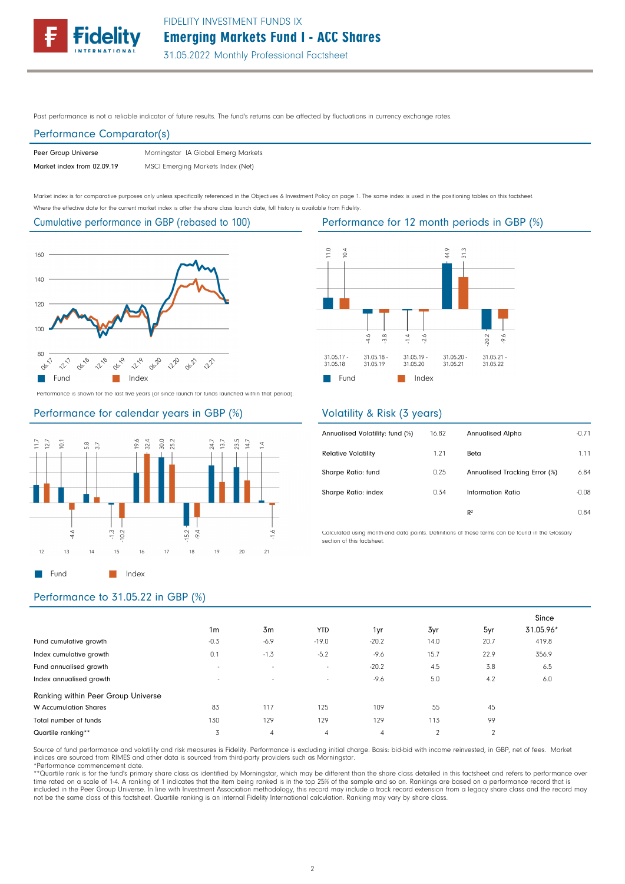Past performance is not a reliable indicator of future results. The fund's returns can be affected by fluctuations in currency exchange rates.

## Performance Comparator(s)

| | |
|---|---|
| Peer Group Universe | Morningstar IA Global Emerg Markets |
| Market index from 02.09.19 | MSCI Emerging Markets Index (Net) |

Market index is for comparative purposes only unless specifically referenced in the Objectives & Investment Policy on page 1. The same index is used in the positioning tables on this factsheet.

Where the effective date for the current market index is after the share class launch date, full history is available from Fidelity.

## Cumulative performance in GBP (rebased to 100)

Performance is shown for the last five years (or since launch for funds launched within that period).

## Performance for 12 month periods in GBP (%)

| | 31.05.17 - 31.05.18 | 31.05.18 - 31.05.19 | 31.05.19 - 31.05.20 | 31.05.20 - 31.05.21 | 31.05.21 - 31.05.22 |
|---|---|---|---|---|---|
| Fund | 11.0 | -4.6 | -1.4 | 44.9 | -20.2 |
| Index | 10.4 | -3.8 | -2.6 | 31.3 | -9.6 |

## Performance for calendar years in GBP (%)

| | 12 | 13 | 14 | 15 | 16 | 17 | 18 | 19 | 20 | 21 |
|---|---|---|---|---|---|---|---|---|---|---|
| Fund | 11.7 | 10.1 | 5.8 | -1.3 | 19.6 | 30.0 | -15.2 | 24.7 | 23.5 | 1.4 |
| Index | 12.7 | -4.6 | 3.7 | -10.2 | 32.4 | 25.2 | -9.4 | 13.7 | 14.7 | -1.6 |

## Volatility & Risk (3 years)

| | | | |
|---|---|---|---|
| Annualised Volatility: fund (%) | 16.82 | Annualised Alpha | -0.71 |
| Relative Volatility | 1.21 | Beta | 1.11 |
| Sharpe Ratio: fund | 0.25 | Annualised Tracking Error (%) | 6.84 |
| Sharpe Ratio: index | 0.34 | Information Ratio | -0.08 |
| | | $R^2$ | 0.84 |

Calculated using month-end data points. Definitions of these terms can be found in the Glossary section of this factsheet.

## Performance to 31.05.22 in GBP (%)

| | 1m | 3m | YTD | 1yr | 3yr | 5yr | Since 31.05.96* |
|---|---|---|---|---|---|---|---|
| Fund cumulative growth | -0.3 | -6.9 | -19.0 | -20.2 | 14.0 | 20.7 | 419.8 |
| Index cumulative growth | 0.1 | -1.3 | -5.2 | -9.6 | 15.7 | 22.9 | 356.9 |
| Fund annualised growth | - | - | - | -20.2 | 4.5 | 3.8 | 6.5 |
| Index annualised growth | - | - | - | -9.6 | 5.0 | 4.2 | 6.0 |
| **Ranking within Peer Group Universe** | | | | | | | |
| W Accumulation Shares | 83 | 117 | 125 | 109 | 55 | 45 | |
| Total number of funds | 130 | 129 | 129 | 129 | 113 | 99 | |
| Quartile ranking** | 3 | 4 | 4 | 4 | 2 | 2 | |

Source of fund performance and volatility and risk measures is Fidelity. Performance is excluding initial charge. Basis: bid-bid with income reinvested, in GBP, net of fees. Market indices are sourced from RIMES and other data is sourced from third-party providers such as Morningstar.

*Performance commencement date.

**Quartile rank is for the fund's primary share class as identified by Morningstar, which may be different than the share class detailed in this factsheet and refers to performance over time rated on a scale of 1-4. A ranking of 1 indicates that the item being ranked is in the top 25% of the sample and so on. Rankings are based on a performance record that is included in the Peer Group Universe. In line with Investment Association methodology, this record may include a track record extension from a legacy share class and the record may not be the same class of this factsheet. Quartile ranking is an internal Fidelity International calculation. Ranking may vary by share class.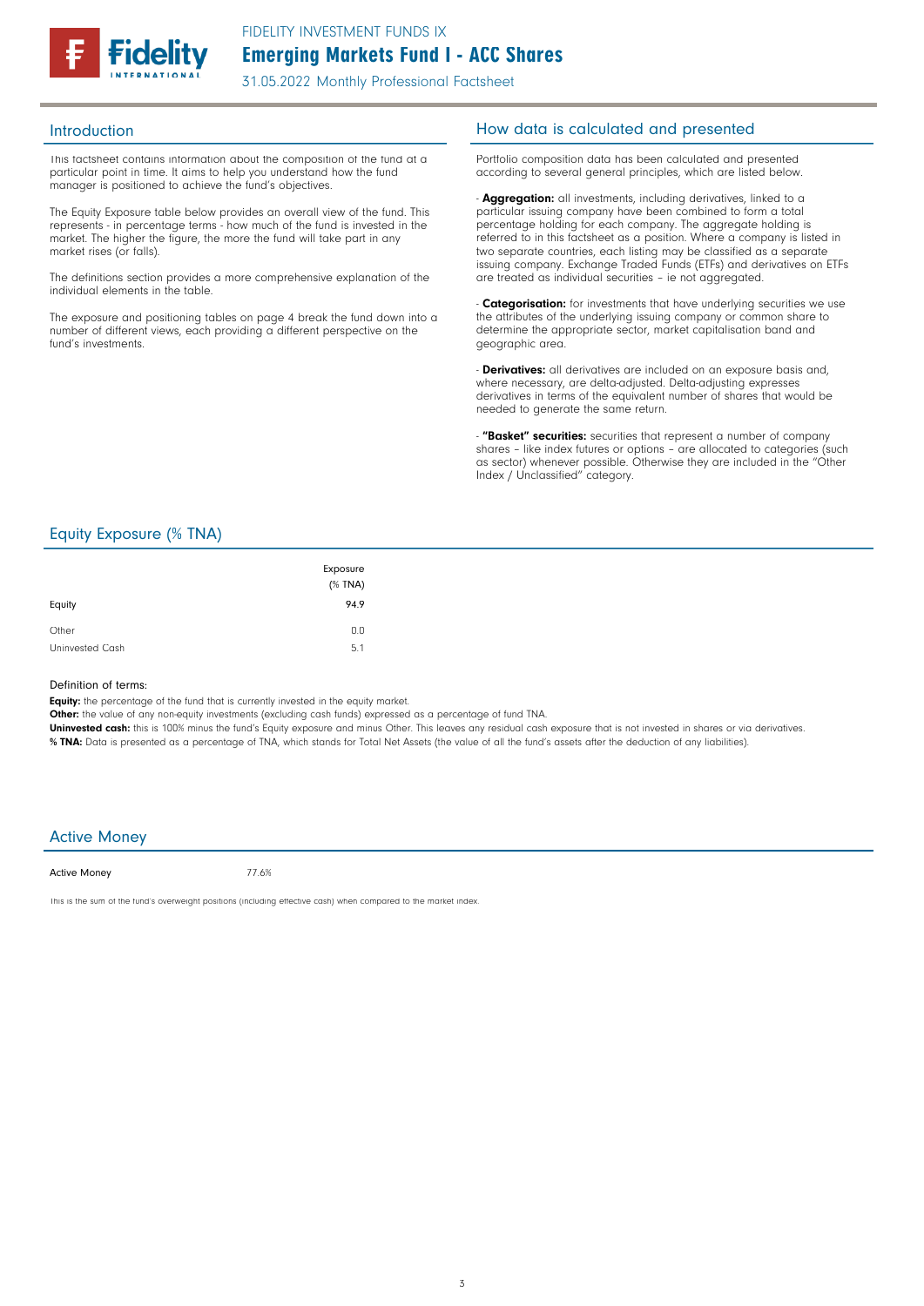# FIDELITY INVESTMENT FUNDS IX

## Emerging Markets Fund I - ACC Shares

31.05.2022 Monthly Professional Factsheet

## Introduction

This factsheet contains information about the composition of the fund at a particular point in time. It aims to help you understand how the fund manager is positioned to achieve the fund's objectives.

The Equity Exposure table below provides an overall view of the fund. This represents - in percentage terms - how much of the fund is invested in the market. The higher the figure, the more the fund will take part in any market rises (or falls).

The definitions section provides a more comprehensive explanation of the individual elements in the table.

The exposure and positioning tables on page 4 break the fund down into a number of different views, each providing a different perspective on the fund's investments.

## How data is calculated and presented

Portfolio composition data has been calculated and presented according to several general principles, which are listed below.

- **Aggregation:** all investments, including derivatives, linked to a particular issuing company have been combined to form a total percentage holding for each company. The aggregate holding is referred to in this factsheet as a position. Where a company is listed in two separate countries, each listing may be classified as a separate issuing company. Exchange Traded Funds (ETFs) and derivatives on ETFs are treated as individual securities – ie not aggregated.

- **Categorisation:** for investments that have underlying securities we use the attributes of the underlying issuing company or common share to determine the appropriate sector, market capitalisation band and geographic area.

- **Derivatives:** all derivatives are included on an exposure basis and, where necessary, are delta-adjusted. Delta-adjusting expresses derivatives in terms of the equivalent number of shares that would be needed to generate the same return.

- **"Basket" securities:** securities that represent a number of company shares – like index futures or options – are allocated to categories (such as sector) whenever possible. Otherwise they are included in the "Other Index / Unclassified" category.

## Equity Exposure (% TNA)

| | Exposure (% TNA) |
|---|---|
| Equity | 94.9 |
| Other | 0.0 |
| Uninvested Cash | 5.1 |

Definition of terms:

**Equity:** the percentage of the fund that is currently invested in the equity market.

**Other:** the value of any non-equity investments (excluding cash funds) expressed as a percentage of fund TNA.

**Uninvested cash:** this is 100% minus the fund's Equity exposure and minus Other. This leaves any residual cash exposure that is not invested in shares or via derivatives.

**% TNA:** Data is presented as a percentage of TNA, which stands for Total Net Assets (the value of all the fund's assets after the deduction of any liabilities).

## Active Money

| Active Money | 77.6% |
|---|---|

This is the sum of the fund's overweight positions (including effective cash) when compared to the market index.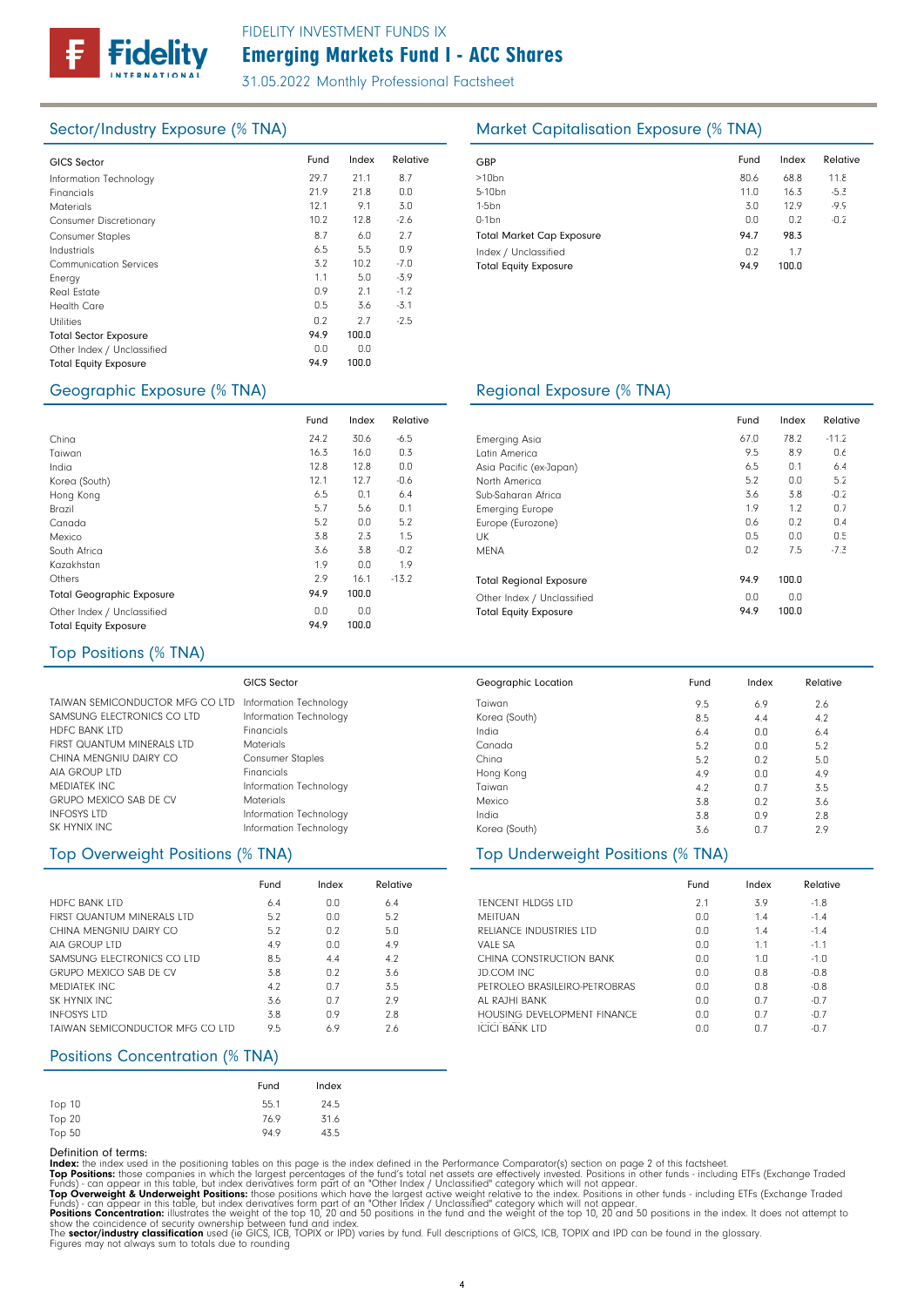FIDELITY INVESTMENT FUNDS IX

# Emerging Markets Fund I - ACC Shares

31.05.2022 Monthly Professional Factsheet

## Sector/Industry Exposure (% TNA)

| GICS Sector | Fund | Index | Relative |
|---|---|---|---|
| Information Technology | 29.7 | 21.1 | 8.7 |
| Financials | 21.9 | 21.8 | 0.0 |
| Materials | 12.1 | 9.1 | 3.0 |
| Consumer Discretionary | 10.2 | 12.8 | -2.6 |
| Consumer Staples | 8.7 | 6.0 | 2.7 |
| Industrials | 6.5 | 5.5 | 0.9 |
| Communication Services | 3.2 | 10.2 | -7.0 |
| Energy | 1.1 | 5.0 | -3.9 |
| Real Estate | 0.9 | 2.1 | -1.2 |
| Health Care | 0.5 | 3.6 | -3.1 |
| Utilities | 0.2 | 2.7 | -2.5 |
| **Total Sector Exposure** | **94.9** | **100.0** | |
| Other Index / Unclassified | 0.0 | 0.0 | |
| **Total Equity Exposure** | **94.9** | **100.0** | |

## Market Capitalisation Exposure (% TNA)

| GBP | Fund | Index | Relative |
|---|---|---|---|
| >10bn | 80.6 | 68.8 | 11.8 |
| 5-10bn | 11.0 | 16.3 | -5.3 |
| 1-5bn | 3.0 | 12.9 | -9.9 |
| 0-1bn | 0.0 | 0.2 | -0.2 |
| **Total Market Cap Exposure** | **94.7** | **98.3** | |
| Index / Unclassified | 0.2 | 1.7 | |
| **Total Equity Exposure** | **94.9** | **100.0** | |

## Geographic Exposure (% TNA)

| | Fund | Index | Relative |
|---|---|---|---|
| China | 24.2 | 30.6 | -6.5 |
| Taiwan | 16.3 | 16.0 | 0.3 |
| India | 12.8 | 12.8 | 0.0 |
| Korea (South) | 12.1 | 12.7 | -0.6 |
| Hong Kong | 6.5 | 0.1 | 6.4 |
| Brazil | 5.7 | 5.6 | 0.1 |
| Canada | 5.2 | 0.0 | 5.2 |
| Mexico | 3.8 | 2.3 | 1.5 |
| South Africa | 3.6 | 3.8 | -0.2 |
| Kazakhstan | 1.9 | 0.0 | 1.9 |
| Others | 2.9 | 16.1 | -13.2 |
| **Total Geographic Exposure** | **94.9** | **100.0** | |
| Other Index / Unclassified | 0.0 | 0.0 | |
| **Total Equity Exposure** | **94.9** | **100.0** | |

## Regional Exposure (% TNA)

| | Fund | Index | Relative |
|---|---|---|---|
| Emerging Asia | 67.0 | 78.2 | -11.2 |
| Latin America | 9.5 | 8.9 | 0.6 |
| Asia Pacific (ex-Japan) | 6.5 | 0.1 | 6.4 |
| North America | 5.2 | 0.0 | 5.2 |
| Sub-Saharan Africa | 3.6 | 3.8 | -0.2 |
| Emerging Europe | 1.9 | 1.2 | 0.7 |
| Europe (Eurozone) | 0.6 | 0.2 | 0.4 |
| UK | 0.5 | 0.0 | 0.5 |
| MENA | 0.2 | 7.5 | -7.3 |
| **Total Regional Exposure** | **94.9** | **100.0** | |
| Other Index / Unclassified | 0.0 | 0.0 | |
| **Total Equity Exposure** | **94.9** | **100.0** | |

## Top Positions (% TNA)

| | GICS Sector | Geographic Location | Fund | Index | Relative |
|---|---|---|---|---|---|
| TAIWAN SEMICONDUCTOR MFG CO LTD | Information Technology | Taiwan | 9.5 | 6.9 | 2.6 |
| SAMSUNG ELECTRONICS CO LTD | Information Technology | Korea (South) | 8.5 | 4.4 | 4.2 |
| HDFC BANK LTD | Financials | India | 6.4 | 0.0 | 6.4 |
| FIRST QUANTUM MINERALS LTD | Materials | Canada | 5.2 | 0.0 | 5.2 |
| CHINA MENGNIU DAIRY CO | Consumer Staples | China | 5.2 | 0.2 | 5.0 |
| AIA GROUP LTD | Financials | Hong Kong | 4.9 | 0.0 | 4.9 |
| MEDIATEK INC | Information Technology | Taiwan | 4.2 | 0.7 | 3.5 |
| GRUPO MEXICO SAB DE CV | Materials | Mexico | 3.8 | 0.2 | 3.6 |
| INFOSYS LTD | Information Technology | India | 3.8 | 0.9 | 2.8 |
| SK HYNIX INC | Information Technology | Korea (South) | 3.6 | 0.7 | 2.9 |

## Top Overweight Positions (% TNA)

| | Fund | Index | Relative |
|---|---|---|---|
| HDFC BANK LTD | 6.4 | 0.0 | 6.4 |
| FIRST QUANTUM MINERALS LTD | 5.2 | 0.0 | 5.2 |
| CHINA MENGNIU DAIRY CO | 5.2 | 0.2 | 5.0 |
| AIA GROUP LTD | 4.9 | 0.0 | 4.9 |
| SAMSUNG ELECTRONICS CO LTD | 8.5 | 4.4 | 4.2 |
| GRUPO MEXICO SAB DE CV | 3.8 | 0.2 | 3.6 |
| MEDIATEK INC | 4.2 | 0.7 | 3.5 |
| SK HYNIX INC | 3.6 | 0.7 | 2.9 |
| INFOSYS LTD | 3.8 | 0.9 | 2.8 |
| TAIWAN SEMICONDUCTOR MFG CO LTD | 9.5 | 6.9 | 2.6 |

## Top Underweight Positions (% TNA)

| | Fund | Index | Relative |
|---|---|---|---|
| TENCENT HLDGS LTD | 2.1 | 3.9 | -1.8 |
| MEITUAN | 0.0 | 1.4 | -1.4 |
| RELIANCE INDUSTRIES LTD | 0.0 | 1.4 | -1.4 |
| VALE SA | 0.0 | 1.1 | -1.1 |
| CHINA CONSTRUCTION BANK | 0.0 | 1.0 | -1.0 |
| JD.COM INC | 0.0 | 0.8 | -0.8 |
| PETROLEO BRASILEIRO-PETROBRAS | 0.0 | 0.8 | -0.8 |
| AL RAJHI BANK | 0.0 | 0.7 | -0.7 |
| HOUSING DEVELOPMENT FINANCE | 0.0 | 0.7 | -0.7 |
| ICICI BANK LTD | 0.0 | 0.7 | -0.7 |

## Positions Concentration (% TNA)

| | Fund | Index |
|---|---|---|
| Top 10 | 55.1 | 24.5 |
| Top 20 | 76.9 | 31.6 |
| Top 50 | 94.9 | 43.5 |

Definition of terms:
**Index:** the index used in the positioning tables on this page is the index defined in the Performance Comparator(s) section on page 2 of this factsheet.
**Top Positions:** those companies in which the largest percentages of the fund's total net assets are effectively invested. Positions in other funds - including ETFs (Exchange Traded Funds) - can appear in this table, but index derivatives form part of an "Other Index / Unclassified" category which will not appear.
**Top Overweight & Underweight Positions:** those positions which have the largest active weight relative to the index. Positions in other funds - including ETFs (Exchange Traded Funds) - can appear in this table, but index derivatives form part of an "Other Index / Unclassified" category which will not appear.
**Positions Concentration:** illustrates the weight of the top 10, 20 and 50 positions in the fund and the weight of the top 10, 20 and 50 positions in the index. It does not attempt to show the coincidence of security ownership between fund and index.
The **sector/industry classification** used (ie GICS, ICB, TOPIX or IPD) varies by fund. Full descriptions of GICS, ICB, TOPIX and IPD can be found in the glossary.
Figures may not always sum to totals due to rounding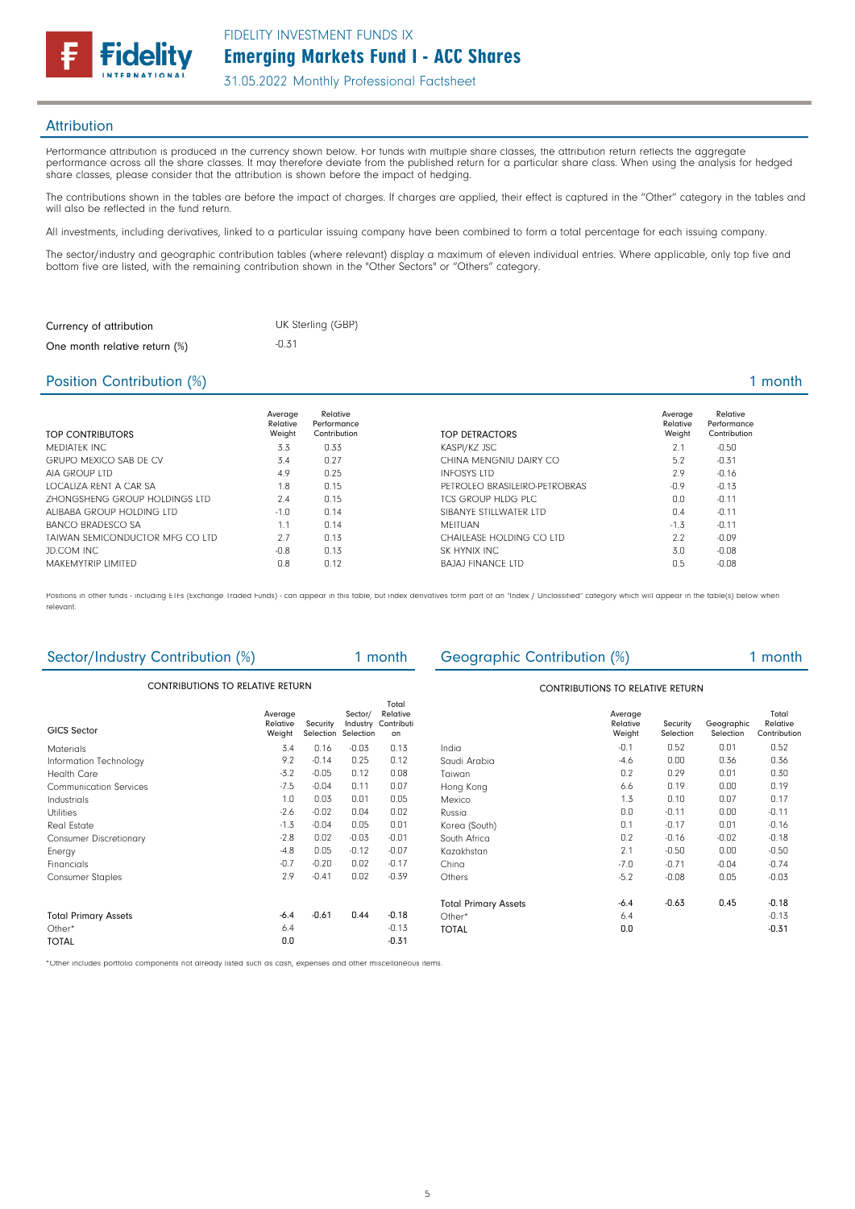## Attribution

Performance attribution is produced in the currency shown below. For funds with multiple share classes, the attribution return reflects the aggregate performance across all the share classes. It may therefore deviate from the published return for a particular share class. When using the analysis for hedged share classes, please consider that the attribution is shown before the impact of hedging.

The contributions shown in the tables are before the impact of charges. If charges are applied, their effect is captured in the "Other" category in the tables and will also be reflected in the fund return.

All investments, including derivatives, linked to a particular issuing company have been combined to form a total percentage for each issuing company.

The sector/industry and geographic contribution tables (where relevant) display a maximum of eleven individual entries. Where applicable, only top five and bottom five are listed, with the remaining contribution shown in the "Other Sectors" or "Others" category.

| | |
|---|---|
| Currency of attribution | UK Sterling (GBP) |
| One month relative return (%) | -0.31 |

## Position Contribution (%) — 1 month

| TOP CONTRIBUTORS | Average Relative Weight | Relative Performance Contribution |
|---|---|---|
| MEDIATEK INC | 3.3 | 0.33 |
| GRUPO MEXICO SAB DE CV | 3.4 | 0.27 |
| AIA GROUP LTD | 4.9 | 0.25 |
| LOCALIZA RENT A CAR SA | 1.8 | 0.15 |
| ZHONGSHENG GROUP HOLDINGS LTD | 2.4 | 0.15 |
| ALIBABA GROUP HOLDING LTD | -1.0 | 0.14 |
| BANCO BRADESCO SA | 1.1 | 0.14 |
| TAIWAN SEMICONDUCTOR MFG CO LTD | 2.7 | 0.13 |
| JD.COM INC | -0.8 | 0.13 |
| MAKEMYTRIP LIMITED | 0.8 | 0.12 |

| TOP DETRACTORS | Average Relative Weight | Relative Performance Contribution |
|---|---|---|
| KASPI/KZ JSC | 2.1 | -0.50 |
| CHINA MENGNIU DAIRY CO | 5.2 | -0.31 |
| INFOSYS LTD | 2.9 | -0.16 |
| PETROLEO BRASILEIRO-PETROBRAS | -0.9 | -0.13 |
| TCS GROUP HLDG PLC | 0.0 | -0.11 |
| SIBANYE STILLWATER LTD | 0.4 | -0.11 |
| MEITUAN | -1.3 | -0.11 |
| CHAILEASE HOLDING CO LTD | 2.2 | -0.09 |
| SK HYNIX INC | 3.0 | -0.08 |
| BAJAJ FINANCE LTD | 0.5 | -0.08 |

Positions in other funds - including ETFs (Exchange Traded Funds) - can appear in this table, but index derivatives form part of an "Index / Unclassified" category which will appear in the table(s) below when relevant.

## Sector/Industry Contribution (%) — 1 month

CONTRIBUTIONS TO RELATIVE RETURN

| GICS Sector | Average Relative Weight | Security Selection | Sector/ Industry Selection | Total Relative Contribution |
|---|---|---|---|---|
| Materials | 3.4 | 0.16 | -0.03 | 0.13 |
| Information Technology | 9.2 | -0.14 | 0.25 | 0.12 |
| Health Care | -3.2 | -0.05 | 0.12 | 0.08 |
| Communication Services | -7.5 | -0.04 | 0.11 | 0.07 |
| Industrials | 1.0 | 0.03 | 0.01 | 0.05 |
| Utilities | -2.6 | -0.02 | 0.04 | 0.02 |
| Real Estate | -1.3 | -0.04 | 0.05 | 0.01 |
| Consumer Discretionary | -2.8 | 0.02 | -0.03 | -0.01 |
| Energy | -4.8 | 0.05 | -0.12 | -0.07 |
| Financials | -0.7 | -0.20 | 0.02 | -0.17 |
| Consumer Staples | 2.9 | -0.41 | 0.02 | -0.39 |
| Total Primary Assets | -6.4 | -0.61 | 0.44 | -0.18 |
| Other* | 6.4 | | | -0.13 |
| TOTAL | 0.0 | | | -0.31 |

## Geographic Contribution (%) — 1 month

CONTRIBUTIONS TO RELATIVE RETURN

| | Average Relative Weight | Security Selection | Geographic Selection | Total Relative Contribution |
|---|---|---|---|---|
| India | -0.1 | 0.52 | 0.01 | 0.52 |
| Saudi Arabia | -4.6 | 0.00 | 0.36 | 0.36 |
| Taiwan | 0.2 | 0.29 | 0.01 | 0.30 |
| Hong Kong | 6.6 | 0.19 | 0.00 | 0.19 |
| Mexico | 1.3 | 0.10 | 0.07 | 0.17 |
| Russia | 0.0 | -0.11 | 0.00 | -0.11 |
| Korea (South) | 0.1 | -0.17 | 0.01 | -0.16 |
| South Africa | 0.2 | -0.16 | -0.02 | -0.18 |
| Kazakhstan | 2.1 | -0.50 | 0.00 | -0.50 |
| China | -7.0 | -0.71 | -0.04 | -0.74 |
| Others | -5.2 | -0.08 | 0.05 | -0.03 |
| Total Primary Assets | -6.4 | -0.63 | 0.45 | -0.18 |
| Other* | 6.4 | | | -0.13 |
| TOTAL | 0.0 | | | -0.31 |

*Other includes portfolio components not already listed such as cash, expenses and other miscellaneous items.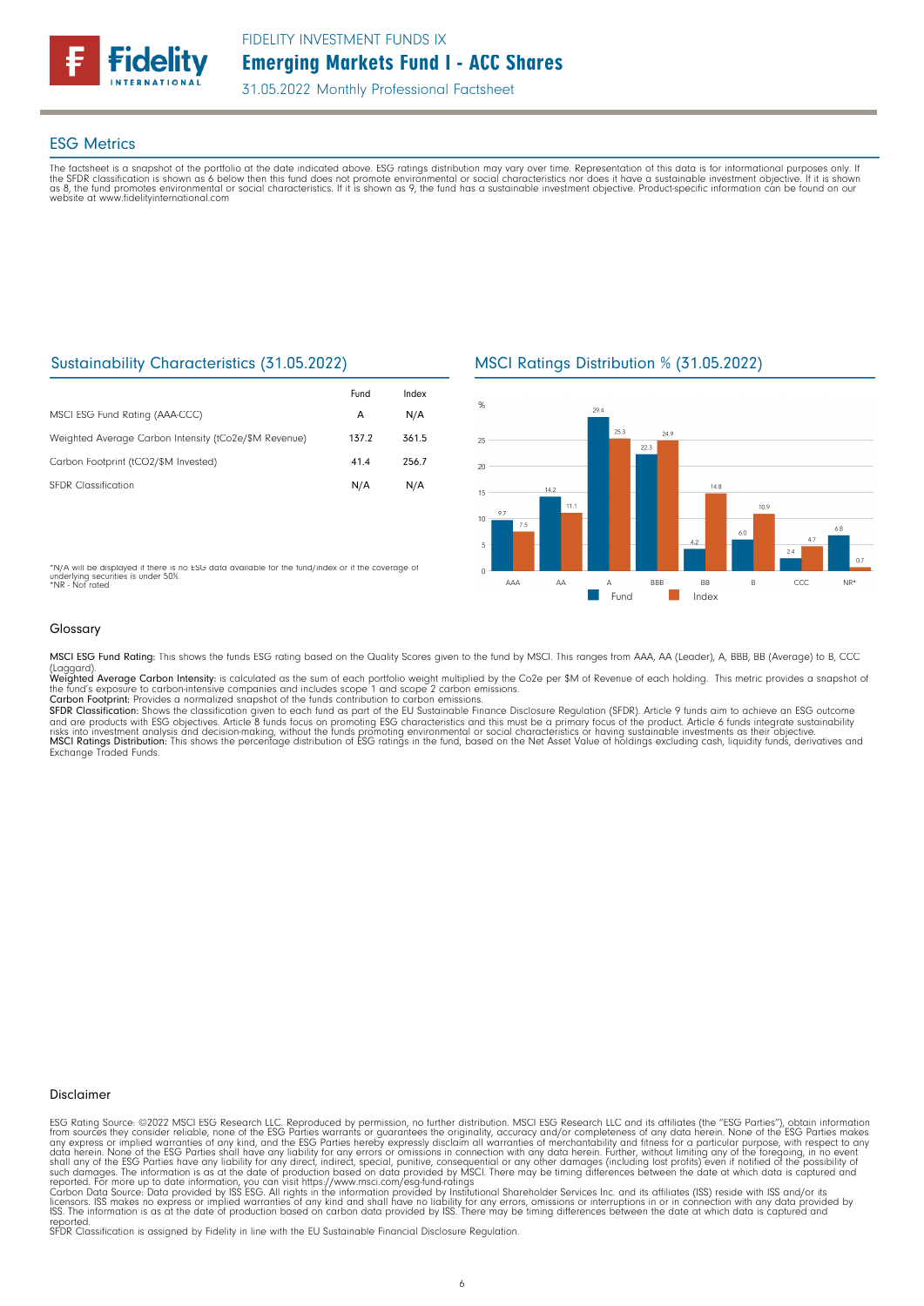## ESG Metrics

The factsheet is a snapshot of the portfolio at the date indicated above. ESG ratings distribution may vary over time. Representation of this data is for informational purposes only. If the SFDR classification is shown as 6 below then this fund does not promote environmental or social characteristics nor does it have a sustainable investment objective. If it is shown as 8, the fund promotes environmental or social characteristics. If it is shown as 9, the fund has a sustainable investment objective. Product-specific information can be found on our website at www.fidelityinternational.com

### Sustainability Characteristics (31.05.2022)

| | Fund | Index |
|---|---|---|
| MSCI ESG Fund Rating (AAA-CCC) | A | N/A |
| Weighted Average Carbon Intensity (tCo2e/$M Revenue) | 137.2 | 361.5 |
| Carbon Footprint (tCO2/$M Invested) | 41.4 | 256.7 |
| SFDR Classification | N/A | N/A |

*N/A will be displayed if there is no ESG data available for the fund/index or if the coverage of underlying securities is under 50%.
*NR - Not rated

### MSCI Ratings Distribution % (31.05.2022)

| % | AAA | AA | A | BBB | BB | B | CCC | NR* |
|---|---|---|---|---|---|---|---|---|
| Fund | 9.7 | 14.2 | 29.4 | 22.3 | 4.2 | 6.0 | 2.4 | 6.8 |
| Index | 7.5 | 11.1 | 25.3 | 24.9 | 14.8 | 10.9 | 4.7 | 0.7 |

### Glossary

**MSCI ESG Fund Rating:** This shows the funds ESG rating based on the Quality Scores given to the fund by MSCI. This ranges from AAA, AA (Leader), A, BBB, BB (Average) to B, CCC (Laggard).
**Weighted Average Carbon Intensity:** is calculated as the sum of each portfolio weight multiplied by the Co2e per $M of Revenue of each holding. This metric provides a snapshot of the fund's exposure to carbon-intensive companies and includes scope 1 and scope 2 carbon emissions.
**Carbon Footprint:** Provides a normalized snapshot of the funds contribution to carbon emissions.
**SFDR Classification:** Shows the classification given to each fund as part of the EU Sustainable Finance Disclosure Regulation (SFDR). Article 9 funds aim to achieve an ESG outcome and are products with ESG objectives. Article 8 funds focus on promoting ESG characteristics and this must be a primary focus of the product. Article 6 funds integrate sustainability risks into investment analysis and decision-making, without the funds promoting environmental or social characteristics or having sustainable investments as their objective.
**MSCI Ratings Distribution:** This shows the percentage distribution of ESG ratings in the fund, based on the Net Asset Value of holdings excluding cash, liquidity funds, derivatives and Exchange Traded Funds.

### Disclaimer

ESG Rating Source: ©2022 MSCI ESG Research LLC. Reproduced by permission, no further distribution. MSCI ESG Research LLC and its affiliates (the "ESG Parties"), obtain information from sources they consider reliable, none of the ESG Parties warrants or guarantees the originality, accuracy and/or completeness of any data herein. None of the ESG Parties makes any express or implied warranties of any kind, and the ESG Parties hereby expressly disclaim all warranties of merchantability and fitness for a particular purpose, with respect to any data herein. None of the ESG Parties shall have any liability for any errors or omissions in connection with any data herein. Further, without limiting any of the foregoing, in no event shall any of the ESG Parties have any liability for any direct, indirect, special, punitive, consequential or any other damages (including lost profits) even if notified of the possibility of such damages. The information is as at the date of production based on data provided by MSCI. There may be timing differences between the date at which data is captured and reported. For more up to date information, you can visit https://www.msci.com/esg-fund-ratings
Carbon Data Source: Data provided by ISS ESG. All rights in the information provided by Institutional Shareholder Services Inc. and its affiliates (ISS) reside with ISS and/or its licensors. ISS makes no express or implied warranties of any kind and shall have no liability for any errors, omissions or interruptions in or in connection with any data provided by ISS. The information is as at the date of production based on carbon data provided by ISS. There may be timing differences between the date at which data is captured and reported.
SFDR Classification is assigned by Fidelity in line with the EU Sustainable Financial Disclosure Regulation.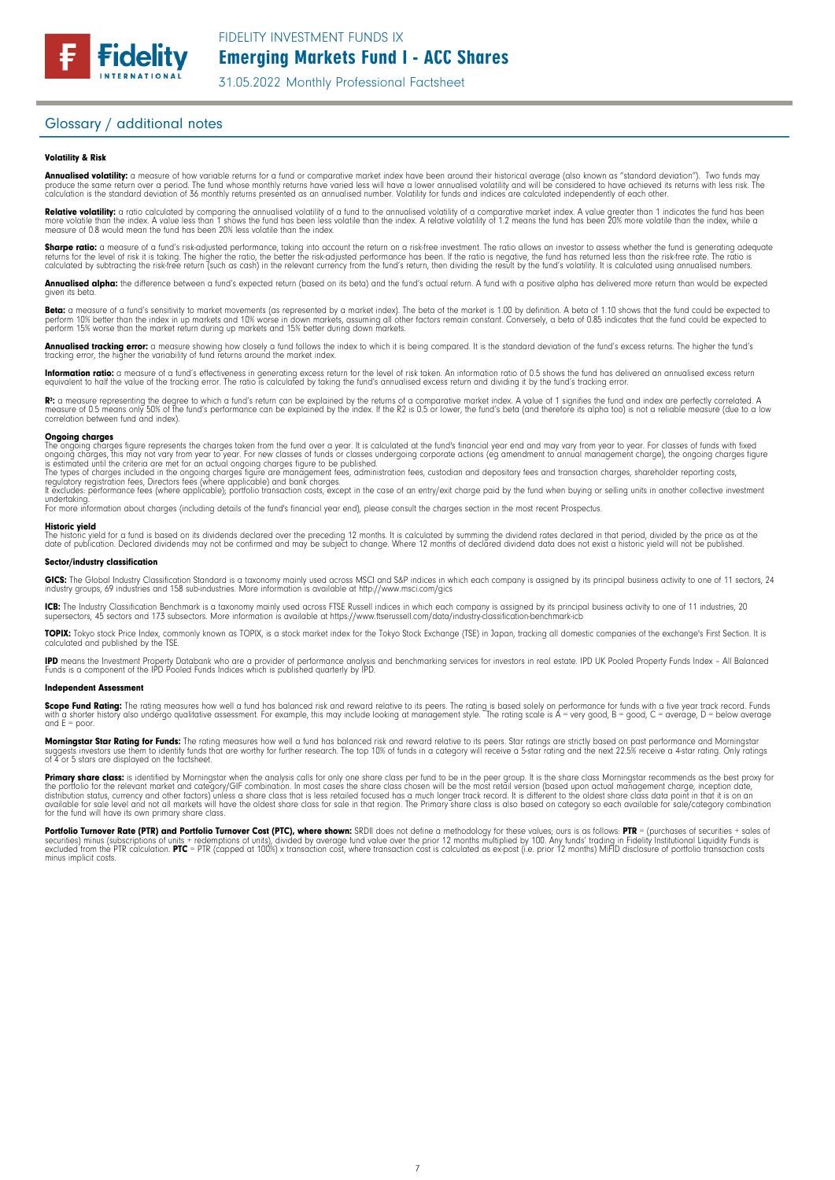## Glossary / additional notes

### Volatility & Risk

**Annualised volatility:** a measure of how variable returns for a fund or comparative market index have been around their historical average (also known as "standard deviation"). Two funds may produce the same return over a period. The fund whose monthly returns have varied less will have a lower annualised volatility and will be considered to have achieved its returns with less risk. The calculation is the standard deviation of 36 monthly returns presented as an annualised number. Volatility for funds and indices are calculated independently of each other.

**Relative volatility:** a ratio calculated by comparing the annualised volatility of a fund to the annualised volatility of a comparative market index. A value greater than 1 indicates the fund has been more volatile than the index. A value less than 1 shows the fund has been less volatile than the index. A relative volatility of 1.2 means the fund has been 20% more volatile than the index, while a measure of 0.8 would mean the fund has been 20% less volatile than the index.

**Sharpe ratio:** a measure of a fund's risk-adjusted performance, taking into account the return on a risk-free investment. The ratio allows an investor to assess whether the fund is generating adequate returns for the level of risk it is taking. The higher the ratio, the better the risk-adjusted performance has been. If the ratio is negative, the fund has returned less than the risk-free rate. The ratio is calculated by subtracting the risk-free return (such as cash) in the relevant currency from the fund's return, then dividing the result by the fund's volatility. It is calculated using annualised numbers.

**Annualised alpha:** the difference between a fund's expected return (based on its beta) and the fund's actual return. A fund with a positive alpha has delivered more return than would be expected given its beta.

**Beta:** a measure of a fund's sensitivity to market movements (as represented by a market index). The beta of the market is 1.00 by definition. A beta of 1.10 shows that the fund could be expected to perform 10% better than the index in up markets and 10% worse in down markets, assuming all other factors remain constant. Conversely, a beta of 0.85 indicates that the fund could be expected to perform 15% worse than the market return during up markets and 15% better during down markets.

**Annualised tracking error:** a measure showing how closely a fund follows the index to which it is being compared. It is the standard deviation of the fund's excess returns. The higher the fund's tracking error, the higher the variability of fund returns around the market index.

**Information ratio:** a measure of a fund's effectiveness in generating excess return for the level of risk taken. An information ratio of 0.5 shows the fund has delivered an annualised excess return equivalent to half the value of the tracking error. The ratio is calculated by taking the fund's annualised excess return and dividing it by the fund's tracking error.

**$R^2$:** a measure representing the degree to which a fund's return can be explained by the returns of a comparative market index. A value of 1 signifies the fund and index are perfectly correlated. A measure of 0.5 means only 50% of the fund's performance can be explained by the index. If the R2 is 0.5 or lower, the fund's beta (and therefore its alpha too) is not a reliable measure (due to a low correlation between fund and index).

**Ongoing charges**

The ongoing charges figure represents the charges taken from the fund over a year. It is calculated at the fund's financial year end and may vary from year to year. For classes of funds with fixed ongoing charges, this may not vary from year to year. For new classes of funds or classes undergoing corporate actions (eg amendment to annual management charge), the ongoing charges figure is estimated until the criteria are met for an actual ongoing charges figure to be published.
The types of charges included in the ongoing charges figure are management fees, administration fees, custodian and depositary fees and transaction charges, shareholder reporting costs, regulatory registration fees, Directors fees (where applicable) and bank charges.
It excludes: performance fees (where applicable); portfolio transaction costs, except in the case of an entry/exit charge paid by the fund when buying or selling units in another collective investment undertaking.
For more information about charges (including details of the fund's financial year end), please consult the charges section in the most recent Prospectus.

**Historic yield**

The historic yield for a fund is based on its dividends declared over the preceding 12 months. It is calculated by summing the dividend rates declared in that period, divided by the price as at the date of publication. Declared dividends may not be confirmed and may be subject to change. Where 12 months of declared dividend data does not exist a historic yield will not be published.

### Sector/industry classification

**GICS:** The Global Industry Classification Standard is a taxonomy mainly used across MSCI and S&P indices in which each company is assigned by its principal business activity to one of 11 sectors, 24 industry groups, 69 industries and 158 sub-industries. More information is available at http://www.msci.com/gics

**ICB:** The Industry Classification Benchmark is a taxonomy mainly used across FTSE Russell indices in which each company is assigned by its principal business activity to one of 11 industries, 20 supersectors, 45 sectors and 173 subsectors. More information is available at https://www.ftserussell.com/data/industry-classification-benchmark-icb

**TOPIX:** Tokyo stock Price Index, commonly known as TOPIX, is a stock market index for the Tokyo Stock Exchange (TSE) in Japan, tracking all domestic companies of the exchange's First Section. It is calculated and published by the TSE.

**IPD** means the Investment Property Databank who are a provider of performance analysis and benchmarking services for investors in real estate. IPD UK Pooled Property Funds Index – All Balanced Funds is a component of the IPD Pooled Funds Indices which is published quarterly by IPD.

### Independent Assessment

**Scope Fund Rating:** The rating measures how well a fund has balanced risk and reward relative to its peers. The rating is based solely on performance for funds with a five year track record. Funds with a shorter history also undergo qualitative assessment. For example, this may include looking at management style. The rating scale is A = very good, B = good, C = average, D = below average and E = poor.

**Morningstar Star Rating for Funds:** The rating measures how well a fund has balanced risk and reward relative to its peers. Star ratings are strictly based on past performance and Morningstar suggests investors use them to identify funds that are worthy for further research. The top 10% of funds in a category will receive a 5-star rating and the next 22.5% receive a 4-star rating. Only ratings of 4 or 5 stars are displayed on the factsheet.

**Primary share class:** is identified by Morningstar when the analysis calls for only one share class per fund to be in the peer group. It is the share class Morningstar recommends as the best proxy for the portfolio for the relevant market and category/GIF combination. In most cases the share class chosen will be the most retail version (based upon actual management charge, inception date, distribution status, currency and other factors) unless a share class that is less retailed focused has a much longer track record. It is different to the oldest share class data point in that it is on an available for sale level and not all markets will have the oldest share class for sale in that region. The Primary share class is also based on category so each available for sale/category combination for the fund will have its own primary share class.

**Portfolio Turnover Rate (PTR) and Portfolio Turnover Cost (PTC), where shown:** SRDII does not define a methodology for these values; ours is as follows: **PTR** = (purchases of securities + sales of securities) minus (subscriptions of units + redemptions of units), divided by average fund value over the prior 12 months multiplied by 100. Any funds' trading in Fidelity Institutional Liquidity Funds is excluded from the PTR calculation. **PTC** = PTR (capped at 100%) x transaction cost, where transaction cost is calculated as ex-post (i.e. prior 12 months) MiFID disclosure of portfolio transaction costs minus implicit costs.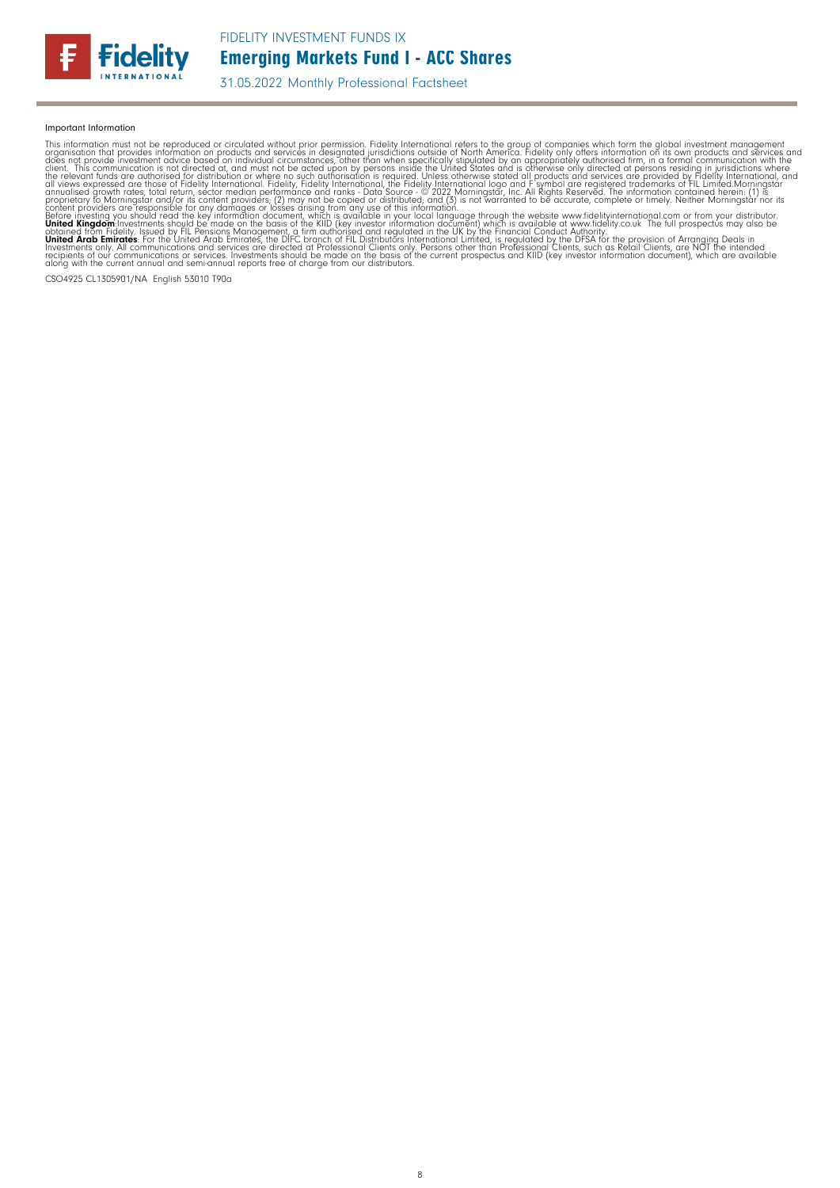### Important Information

This information must not be reproduced or circulated without prior permission. Fidelity International refers to the group of companies which form the global investment management organisation that provides information on products and services in designated jurisdictions outside of North America. Fidelity only offers information on its own products and services and does not provide investment advice based on individual circumstances, other than when specifically stipulated by an appropriately authorised firm, in a formal communication with the client. This communication is not directed at, and must not be acted upon by persons inside the United States and is otherwise only directed at persons residing in jurisdictions where the relevant funds are authorised for distribution or where no such authorisation is required. Unless otherwise stated all products and services are provided by Fidelity International, and all views expressed are those of Fidelity International. Fidelity, Fidelity International, the Fidelity International logo and F symbol are registered trademarks of FIL Limited.Morningstar annualised growth rates, total return, sector median performance and ranks - Data Source - © 2022 Morningstar, Inc. All Rights Reserved. The information contained herein: (1) is proprietary to Morningstar and/or its content providers; (2) may not be copied or distributed; and (3) is not warranted to be accurate, complete or timely. Neither Morningstar nor its content providers are responsible for any damages or losses arising from any use of this information.
Before investing you should read the key information document, which is available in your local language through the website www.fidelityinternational.com or from your distributor.
**United Kingdom**:Investments should be made on the basis of the KIID (key investor information document) which is available at www.fidelity.co.uk The full prospectus may also be obtained from Fidelity. Issued by FIL Pensions Management, a firm authorised and regulated in the UK by the Financial Conduct Authority.
**United Arab Emirates**: For the United Arab Emirates, the DIFC branch of FIL Distributors International Limited, is regulated by the DFSA for the provision of Arranging Deals in Investments only. All communications and services are directed at Professional Clients only. Persons other than Professional Clients, such as Retail Clients, are NOT the intended recipients of our communications or services. Investments should be made on the basis of the current prospectus and KIID (key investor information document), which are available along with the current annual and semi-annual reports free of charge from our distributors.

CSO4925 CL1305901/NA English 53010 T90a